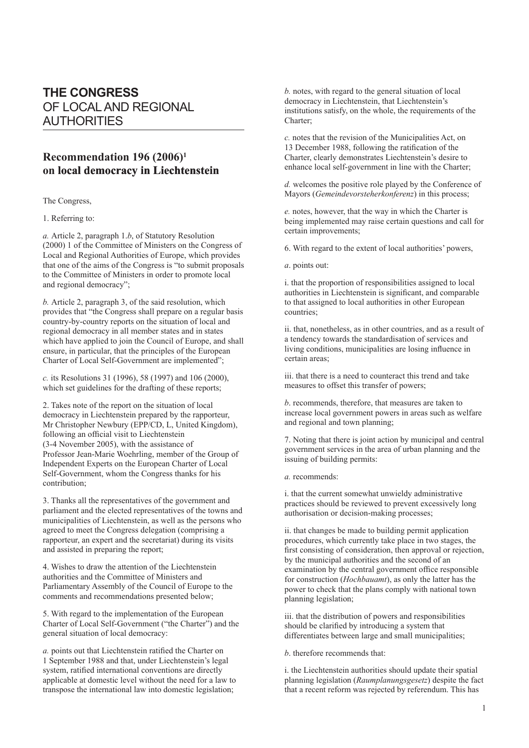# THE CONGRESS OF LOCAL AND REGIONAL AUTHORITIES

## Recommendation 196 (2006)[1] on local democracy in Liechtenstein

The Congress,

1. Referring to:

*a.* Article 2, paragraph 1.*b*, of Statutory Resolution (2000) 1 of the Committee of Ministers on the Congress of Local and Regional Authorities of Europe, which provides that one of the aims of the Congress is "to submit proposals to the Committee of Ministers in order to promote local and regional democracy";

*b.* Article 2, paragraph 3, of the said resolution, which provides that "the Congress shall prepare on a regular basis country-by-country reports on the situation of local and regional democracy in all member states and in states which have applied to join the Council of Europe, and shall ensure, in particular, that the principles of the European Charter of Local Self-Government are implemented";

*c.* its Resolutions 31 (1996), 58 (1997) and 106 (2000), which set guidelines for the drafting of these reports;

2. Takes note of the report on the situation of local democracy in Liechtenstein prepared by the rapporteur, Mr Christopher Newbury (EPP/CD, L, United Kingdom), following an official visit to Liechtenstein (3-4 November 2005), with the assistance of Professor Jean-Marie Woehrling, member of the Group of Independent Experts on the European Charter of Local Self-Government, whom the Congress thanks for his contribution;

3. Thanks all the representatives of the government and parliament and the elected representatives of the towns and municipalities of Liechtenstein, as well as the persons who agreed to meet the Congress delegation (comprising a rapporteur, an expert and the secretariat) during its visits and assisted in preparing the report;

4. Wishes to draw the attention of the Liechtenstein authorities and the Committee of Ministers and Parliamentary Assembly of the Council of Europe to the comments and recommendations presented below;

5. With regard to the implementation of the European Charter of Local Self-Government ("the Charter") and the general situation of local democracy:

*a.* points out that Liechtenstein ratified the Charter on 1 September 1988 and that, under Liechtenstein's legal system, ratified international conventions are directly applicable at domestic level without the need for a law to transpose the international law into domestic legislation;

*b.* notes, with regard to the general situation of local democracy in Liechtenstein, that Liechtenstein's institutions satisfy, on the whole, the requirements of the Charter;

*c.* notes that the revision of the Municipalities Act, on 13 December 1988, following the ratification of the Charter, clearly demonstrates Liechtenstein's desire to enhance local self-government in line with the Charter;

*d.* welcomes the positive role played by the Conference of Mayors (*Gemeindevorsteherkonferenz*) in this process;

*e.* notes, however, that the way in which the Charter is being implemented may raise certain questions and call for certain improvements;

6. With regard to the extent of local authorities' powers,

*a*. points out:

i. that the proportion of responsibilities assigned to local authorities in Liechtenstein is significant, and comparable to that assigned to local authorities in other European countries;

ii. that, nonetheless, as in other countries, and as a result of a tendency towards the standardisation of services and living conditions, municipalities are losing influence in certain areas;

iii. that there is a need to counteract this trend and take measures to offset this transfer of powers;

*b*. recommends, therefore, that measures are taken to increase local government powers in areas such as welfare and regional and town planning;

7. Noting that there is joint action by municipal and central government services in the area of urban planning and the issuing of building permits:

*a.* recommends:

i. that the current somewhat unwieldy administrative practices should be reviewed to prevent excessively long authorisation or decision-making processes;

ii. that changes be made to building permit application procedures, which currently take place in two stages, the first consisting of consideration, then approval or rejection, by the municipal authorities and the second of an examination by the central government office responsible for construction (*Hochbauamt*), as only the latter has the power to check that the plans comply with national town planning legislation;

iii. that the distribution of powers and responsibilities should be clarified by introducing a system that differentiates between large and small municipalities;

*b*. therefore recommends that:

i. the Liechtenstein authorities should update their spatial planning legislation (*Raumplanungsgesetz*) despite the fact that a recent reform was rejected by referendum. This has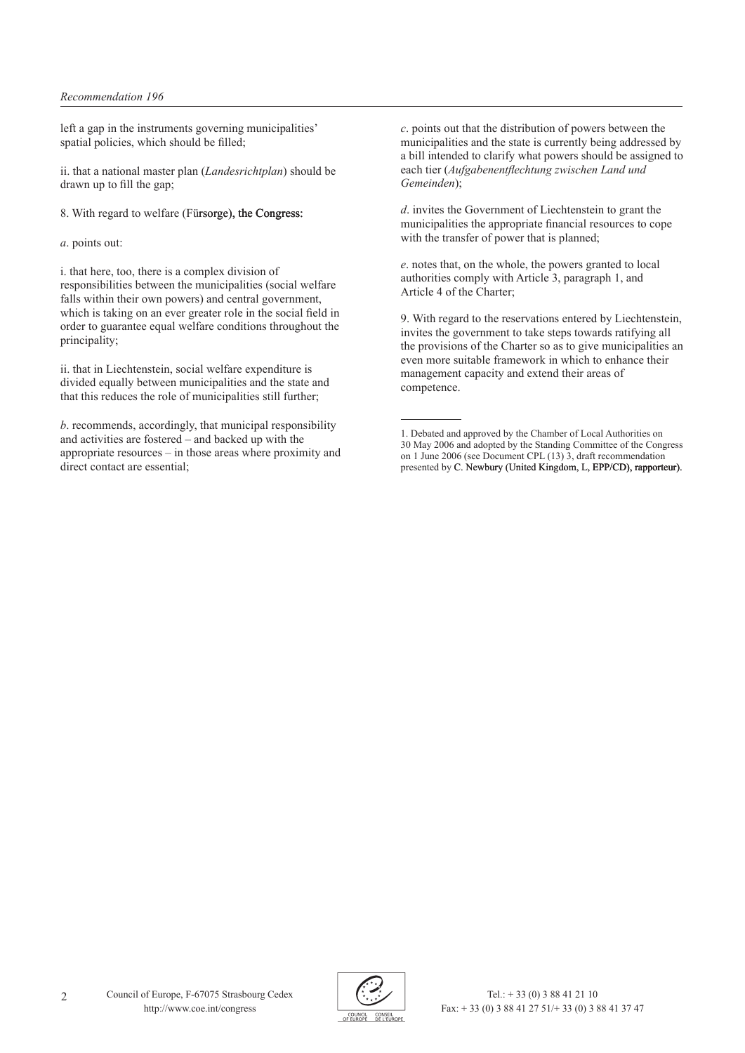left a gap in the instruments governing municipalities' spatial policies, which should be filled;

ii. that a national master plan (*Landesrichtplan*) should be drawn up to fill the gap;

8. With regard to welfare (Fürsorge), the Congress:

*a*. points out:

i. that here, too, there is a complex division of responsibilities between the municipalities (social welfare falls within their own powers) and central government, which is taking on an ever greater role in the social field in order to guarantee equal welfare conditions throughout the principality;

ii. that in Liechtenstein, social welfare expenditure is divided equally between municipalities and the state and that this reduces the role of municipalities still further;

*b*. recommends, accordingly, that municipal responsibility and activities are fostered – and backed up with the appropriate resources – in those areas where proximity and direct contact are essential;

*c*. points out that the distribution of powers between the municipalities and the state is currently being addressed by a bill intended to clarify what powers should be assigned to each tier (*Aufgabenentflechtung zwischen Land und Gemeinden*);

*d*. invites the Government of Liechtenstein to grant the municipalities the appropriate financial resources to cope with the transfer of power that is planned;

*e*. notes that, on the whole, the powers granted to local authorities comply with Article 3, paragraph 1, and Article 4 of the Charter;

9. With regard to the reservations entered by Liechtenstein, invites the government to take steps towards ratifying all the provisions of the Charter so as to give municipalities an even more suitable framework in which to enhance their management capacity and extend their areas of competence.

---

1. Debated and approved by the Chamber of Local Authorities on 30 May 2006 and adopted by the Standing Committee of the Congress on 1 June 2006 (see Document CPL (13) 3, draft recommendation presented by C. Newbury (United Kingdom, L, EPP/CD), rapporteur).

Council of Europe, F-67075 Strasbourg Cedex
http://www.coe.int/congress

Tel.: + 33 (0) 3 88 41 21 10
Fax: + 33 (0) 3 88 41 27 51/+ 33 (0) 3 88 41 37 47